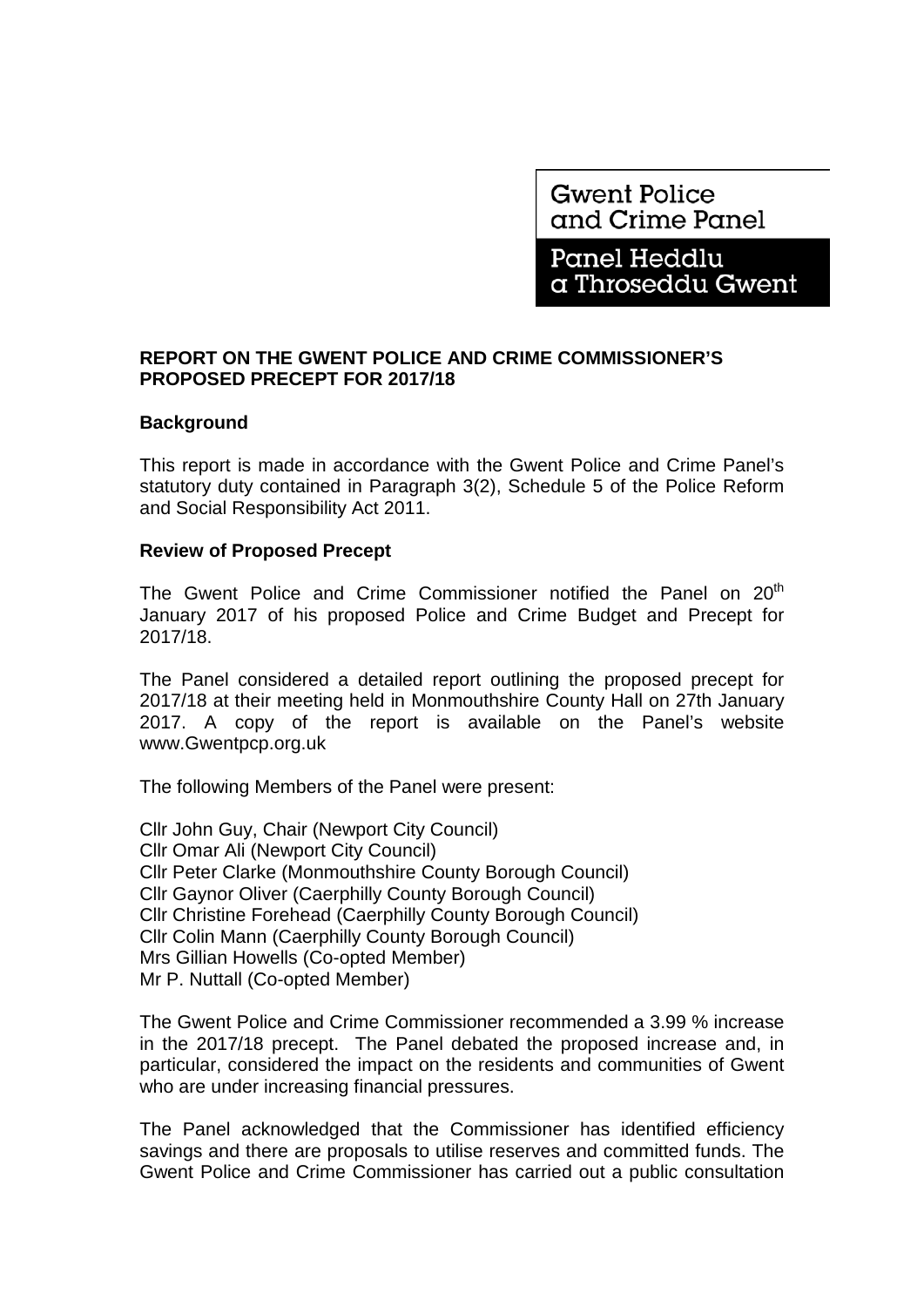Gwent Police and Crime Panel

Panel Heddlu a Throseddu Gwent

**REPORT ON THE GWENT POLICE AND CRIME COMMISSIONER'S PROPOSED PRECEPT FOR 2017/18**

**Background**

This report is made in accordance with the Gwent Police and Crime Panel's statutory duty contained in Paragraph 3(2), Schedule 5 of the Police Reform and Social Responsibility Act 2011.

**Review of Proposed Precept**

The Gwent Police and Crime Commissioner notified the Panel on 20th January 2017 of his proposed Police and Crime Budget and Precept for 2017/18.

The Panel considered a detailed report outlining the proposed precept for 2017/18 at their meeting held in Monmouthshire County Hall on 27th January 2017. A copy of the report is available on the Panel's website www.Gwentpcp.org.uk

The following Members of the Panel were present:

Cllr John Guy, Chair (Newport City Council)
Cllr Omar Ali (Newport City Council)
Cllr Peter Clarke (Monmouthshire County Borough Council)
Cllr Gaynor Oliver (Caerphilly County Borough Council)
Cllr Christine Forehead (Caerphilly County Borough Council)
Cllr Colin Mann (Caerphilly County Borough Council)
Mrs Gillian Howells (Co-opted Member)
Mr P. Nuttall (Co-opted Member)

The Gwent Police and Crime Commissioner recommended a 3.99 % increase in the 2017/18 precept. The Panel debated the proposed increase and, in particular, considered the impact on the residents and communities of Gwent who are under increasing financial pressures.

The Panel acknowledged that the Commissioner has identified efficiency savings and there are proposals to utilise reserves and committed funds. The Gwent Police and Crime Commissioner has carried out a public consultation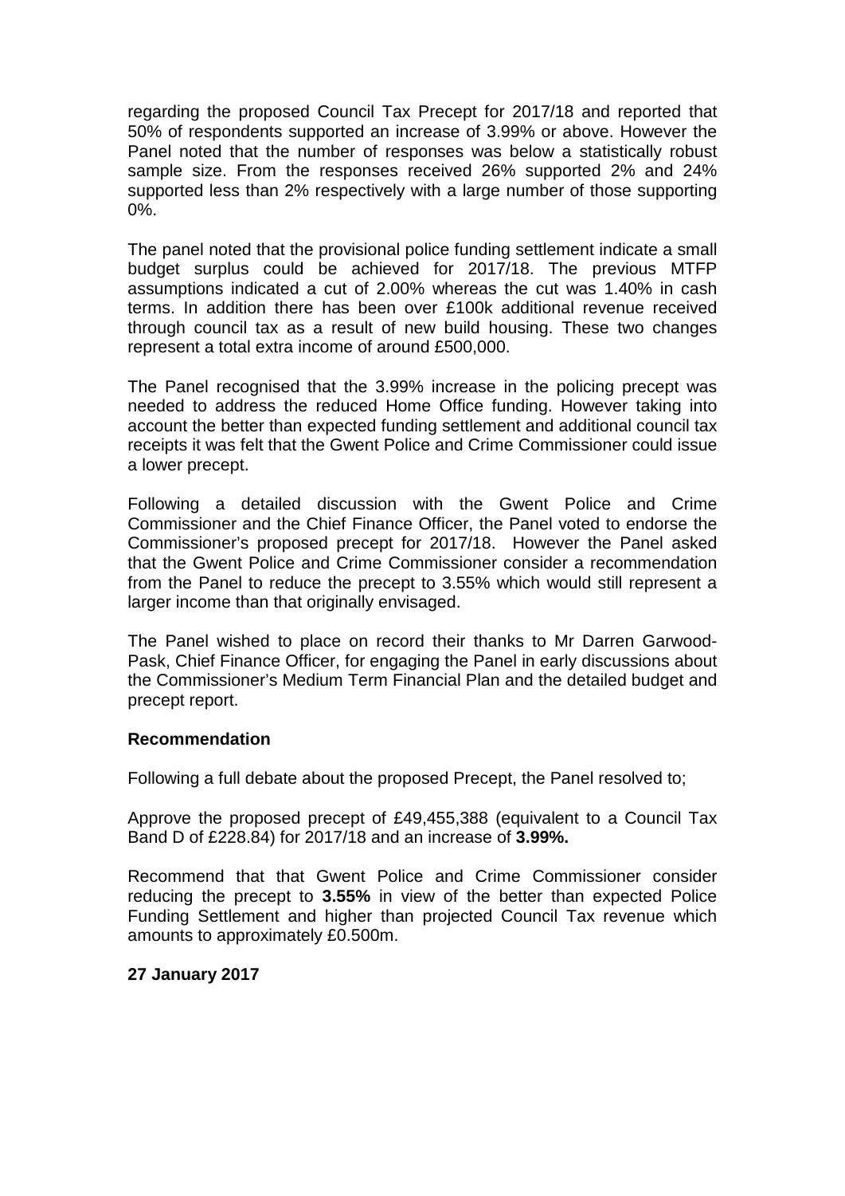regarding the proposed Council Tax Precept for 2017/18 and reported that 50% of respondents supported an increase of 3.99% or above. However the Panel noted that the number of responses was below a statistically robust sample size. From the responses received 26% supported 2% and 24% supported less than 2% respectively with a large number of those supporting 0%.

The panel noted that the provisional police funding settlement indicate a small budget surplus could be achieved for 2017/18. The previous MTFP assumptions indicated a cut of 2.00% whereas the cut was 1.40% in cash terms. In addition there has been over £100k additional revenue received through council tax as a result of new build housing. These two changes represent a total extra income of around £500,000.

The Panel recognised that the 3.99% increase in the policing precept was needed to address the reduced Home Office funding. However taking into account the better than expected funding settlement and additional council tax receipts it was felt that the Gwent Police and Crime Commissioner could issue a lower precept.

Following a detailed discussion with the Gwent Police and Crime Commissioner and the Chief Finance Officer, the Panel voted to endorse the Commissioner's proposed precept for 2017/18. However the Panel asked that the Gwent Police and Crime Commissioner consider a recommendation from the Panel to reduce the precept to 3.55% which would still represent a larger income than that originally envisaged.

The Panel wished to place on record their thanks to Mr Darren Garwood-Pask, Chief Finance Officer, for engaging the Panel in early discussions about the Commissioner's Medium Term Financial Plan and the detailed budget and precept report.

**Recommendation**

Following a full debate about the proposed Precept, the Panel resolved to;

Approve the proposed precept of £49,455,388 (equivalent to a Council Tax Band D of £228.84) for 2017/18 and an increase of **3.99%.**

Recommend that that Gwent Police and Crime Commissioner consider reducing the precept to **3.55%** in view of the better than expected Police Funding Settlement and higher than projected Council Tax revenue which amounts to approximately £0.500m.

**27 January 2017**